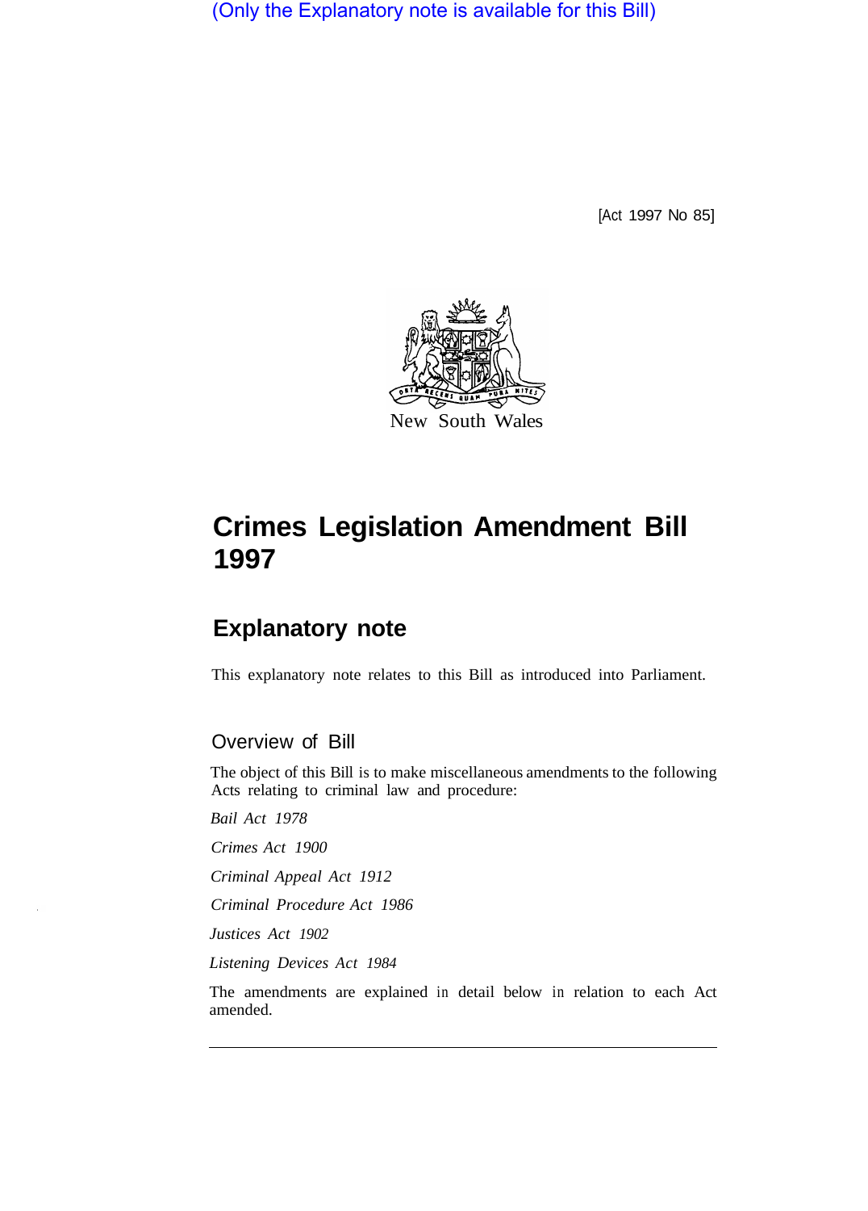(Only the Explanatory note is available for this Bill)

[Act 1997 No 85]

New South Wales

# Crimes Legislation Amendment Bill 1997

## Explanatory note

This explanatory note relates to this Bill as introduced into Parliament.

### Overview of Bill

The object of this Bill is to make miscellaneous amendments to the following Acts relating to criminal law and procedure:

*Bail Act 1978*

*Crimes Act 1900*

*Criminal Appeal Act 1912*

*Criminal Procedure Act 1986*

*Justices Act 1902*

*Listening Devices Act 1984*

The amendments are explained in detail below in relation to each Act amended.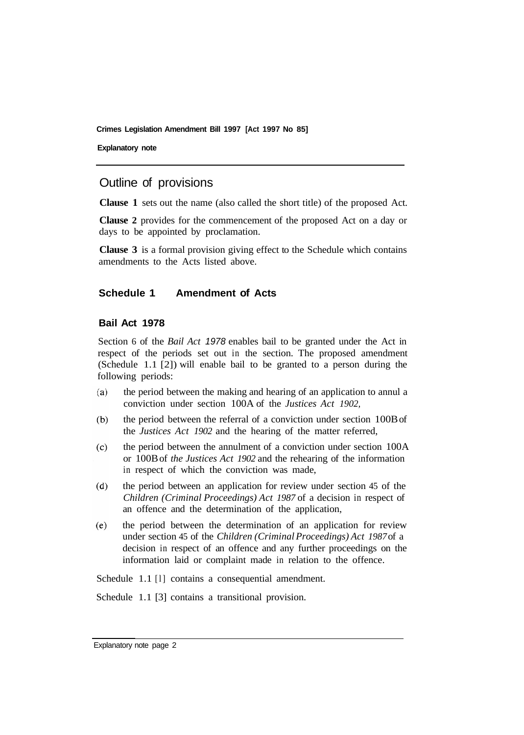## Outline of provisions

**Clause 1** sets out the name (also called the short title) of the proposed Act.

**Clause 2** provides for the commencement of the proposed Act on a day or days to be appointed by proclamation.

**Clause 3** is a formal provision giving effect to the Schedule which contains amendments to the Acts listed above.

### Schedule 1 Amendment of Acts

#### Bail Act 1978

Section 6 of the *Bail Act 1978* enables bail to be granted under the Act in respect of the periods set out in the section. The proposed amendment (Schedule 1.1 [2]) will enable bail to be granted to a person during the following periods:

(a) the period between the making and hearing of an application to annul a conviction under section 100A of the *Justices Act 1902,*

(b) the period between the referral of a conviction under section 100B of the *Justices Act 1902* and the hearing of the matter referred,

(c) the period between the annulment of a conviction under section 100A or 100B of *the Justices Act 1902* and the rehearing of the information in respect of which the conviction was made,

(d) the period between an application for review under section 45 of the *Children (Criminal Proceedings) Act 1987* of a decision in respect of an offence and the determination of the application,

(e) the period between the determination of an application for review under section 45 of the *Children (Criminal Proceedings) Act 1987* of a decision in respect of an offence and any further proceedings on the information laid or complaint made in relation to the offence.

Schedule 1.1 [1] contains a consequential amendment.

Schedule 1.1 [3] contains a transitional provision.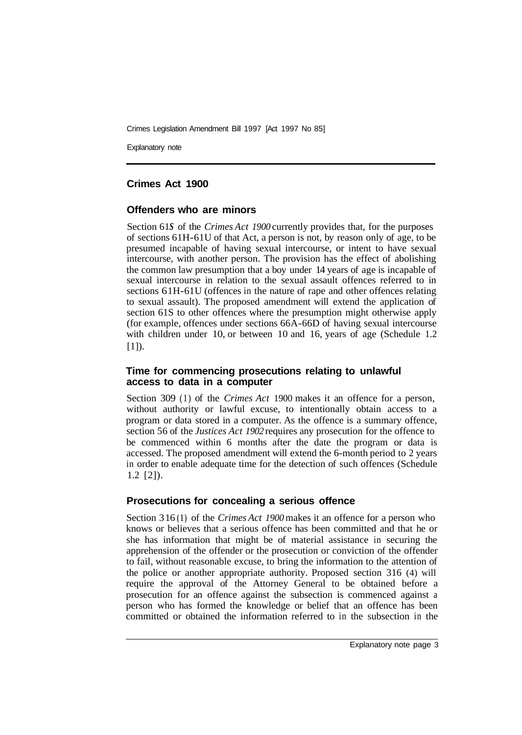## Crimes Act 1900

### Offenders who are minors

Section 61S of the *Crimes Act 1900* currently provides that, for the purposes of sections 61H-61U of that Act, a person is not, by reason only of age, to be presumed incapable of having sexual intercourse, or intent to have sexual intercourse, with another person. The provision has the effect of abolishing the common law presumption that a boy under 14 years of age is incapable of sexual intercourse in relation to the sexual assault offences referred to in sections 61H-61U (offences in the nature of rape and other offences relating to sexual assault). The proposed amendment will extend the application of section 61S to other offences where the presumption might otherwise apply (for example, offences under sections 66A-66D of having sexual intercourse with children under 10, or between 10 and 16, years of age (Schedule 1.2 [1]).

### Time for commencing prosecutions relating to unlawful access to data in a computer

Section 309 (1) of the *Crimes Act* 1900 makes it an offence for a person, without authority or lawful excuse, to intentionally obtain access to a program or data stored in a computer. As the offence is a summary offence, section 56 of the *Justices Act 1902* requires any prosecution for the offence to be commenced within 6 months after the date the program or data is accessed. The proposed amendment will extend the 6-month period to 2 years in order to enable adequate time for the detection of such offences (Schedule 1.2 [2]).

### Prosecutions for concealing a serious offence

Section 316 (1) of the *Crimes Act 1900* makes it an offence for a person who knows or believes that a serious offence has been committed and that he or she has information that might be of material assistance in securing the apprehension of the offender or the prosecution or conviction of the offender to fail, without reasonable excuse, to bring the information to the attention of the police or another appropriate authority. Proposed section 316 (4) will require the approval of the Attorney General to be obtained before a prosecution for an offence against the subsection is commenced against a person who has formed the knowledge or belief that an offence has been committed or obtained the information referred to in the subsection in the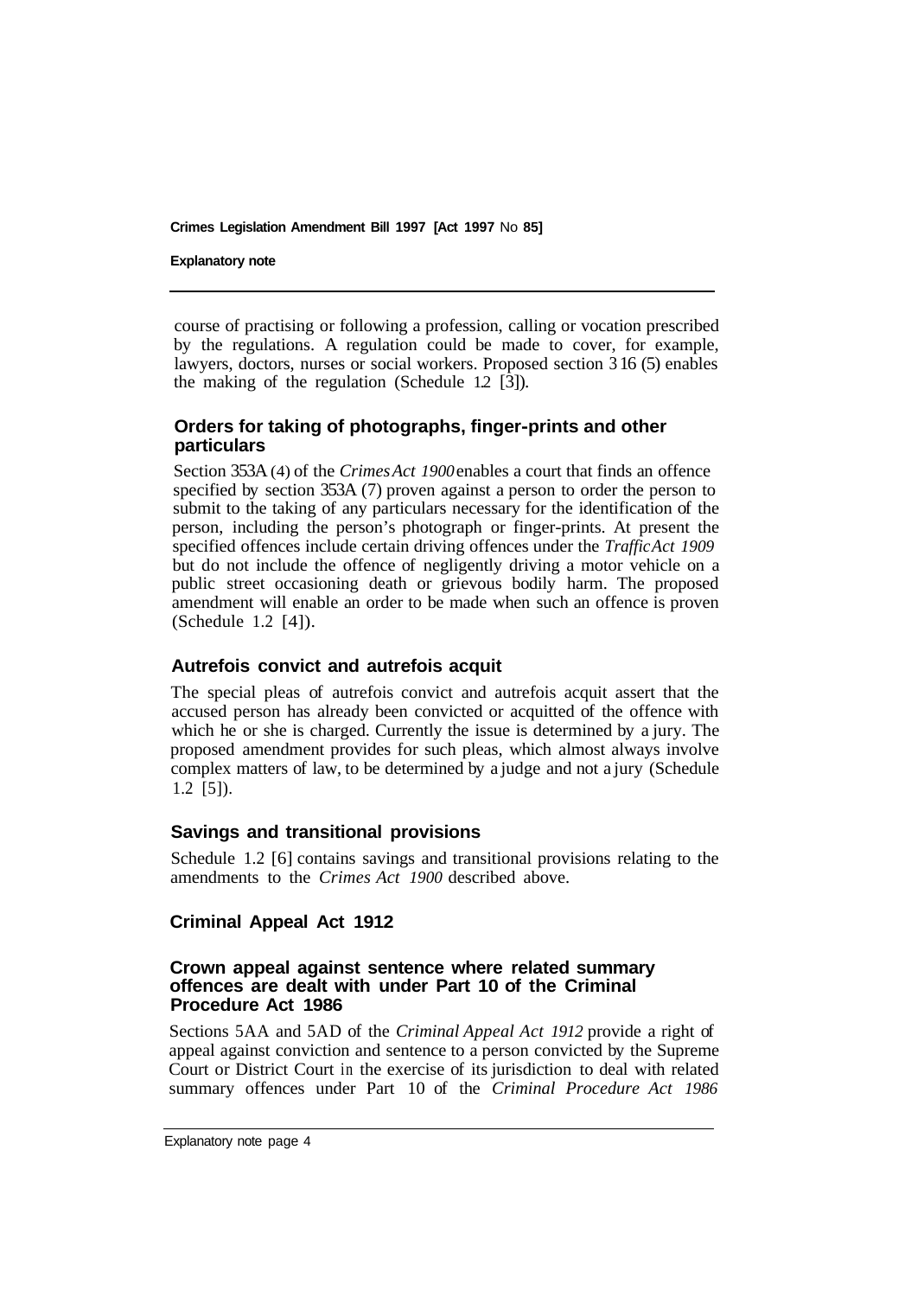course of practising or following a profession, calling or vocation prescribed by the regulations. A regulation could be made to cover, for example, lawyers, doctors, nurses or social workers. Proposed section 316 (5) enables the making of the regulation (Schedule 1.2 [3]).

### Orders for taking of photographs, finger-prints and other particulars

Section 353A (4) of the *Crimes Act 1900* enables a court that finds an offence specified by section 353A (7) proven against a person to order the person to submit to the taking of any particulars necessary for the identification of the person, including the person's photograph or finger-prints. At present the specified offences include certain driving offences under the *Traffic Act 1909* but do not include the offence of negligently driving a motor vehicle on a public street occasioning death or grievous bodily harm. The proposed amendment will enable an order to be made when such an offence is proven (Schedule 1.2 [4]).

### Autrefois convict and autrefois acquit

The special pleas of autrefois convict and autrefois acquit assert that the accused person has already been convicted or acquitted of the offence with which he or she is charged. Currently the issue is determined by a jury. The proposed amendment provides for such pleas, which almost always involve complex matters of law, to be determined by a judge and not a jury (Schedule 1.2 [5]).

### Savings and transitional provisions

Schedule 1.2 [6] contains savings and transitional provisions relating to the amendments to the *Crimes Act 1900* described above.

## Criminal Appeal Act 1912

### Crown appeal against sentence where related summary offences are dealt with under Part 10 of the Criminal Procedure Act 1986

Sections 5AA and 5AD of the *Criminal Appeal Act 1912* provide a right of appeal against conviction and sentence to a person convicted by the Supreme Court or District Court in the exercise of its jurisdiction to deal with related summary offences under Part 10 of the *Criminal Procedure Act 1986*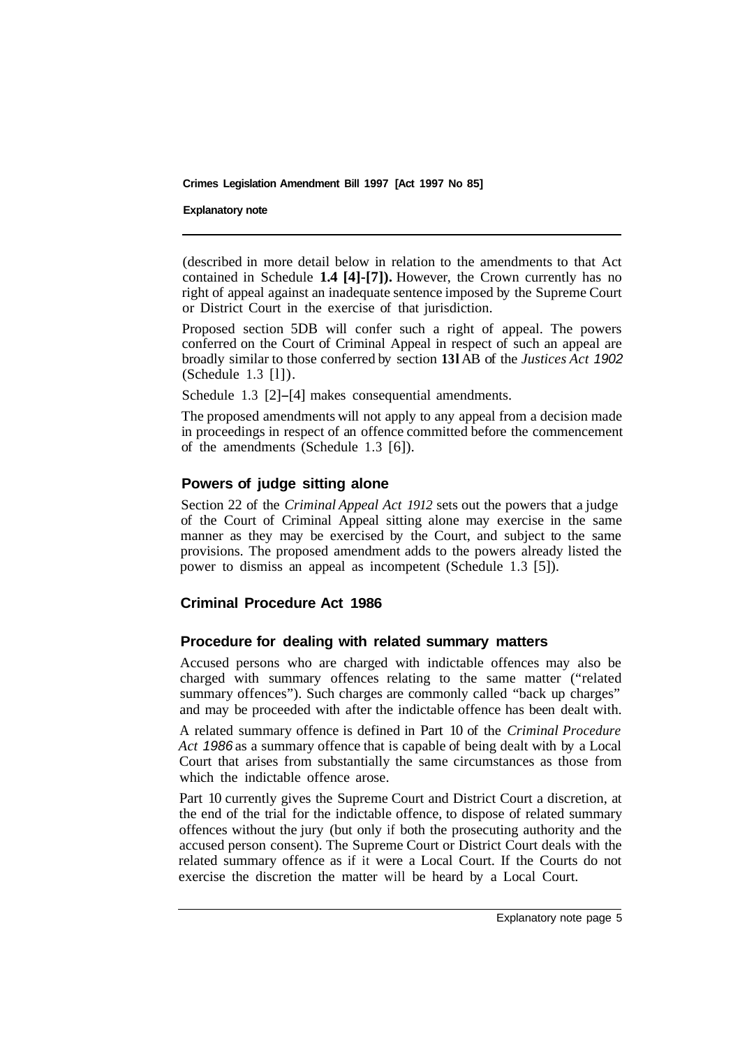(described in more detail below in relation to the amendments to that Act contained in Schedule **1.4 [4]-[7]).** However, the Crown currently has no right of appeal against an inadequate sentence imposed by the Supreme Court or District Court in the exercise of that jurisdiction.

Proposed section 5DB will confer such a right of appeal. The powers conferred on the Court of Criminal Appeal in respect of such an appeal are broadly similar to those conferred by section **131**AB of the *Justices Act 1902* (Schedule 1.3 [1]).

Schedule 1.3 [2]–[4] makes consequential amendments.

The proposed amendments will not apply to any appeal from a decision made in proceedings in respect of an offence committed before the commencement of the amendments (Schedule 1.3 [6]).

## Powers of judge sitting alone

Section 22 of the *Criminal Appeal Act 1912* sets out the powers that a judge of the Court of Criminal Appeal sitting alone may exercise in the same manner as they may be exercised by the Court, and subject to the same provisions. The proposed amendment adds to the powers already listed the power to dismiss an appeal as incompetent (Schedule 1.3 [5]).

## Criminal Procedure Act 1986

## Procedure for dealing with related summary matters

Accused persons who are charged with indictable offences may also be charged with summary offences relating to the same matter ("related summary offences"). Such charges are commonly called "back up charges" and may be proceeded with after the indictable offence has been dealt with.

A related summary offence is defined in Part 10 of the *Criminal Procedure Act 1986* as a summary offence that is capable of being dealt with by a Local Court that arises from substantially the same circumstances as those from which the indictable offence arose.

Part 10 currently gives the Supreme Court and District Court a discretion, at the end of the trial for the indictable offence, to dispose of related summary offences without the jury (but only if both the prosecuting authority and the accused person consent). The Supreme Court or District Court deals with the related summary offence as if it were a Local Court. If the Courts do not exercise the discretion the matter will be heard by a Local Court.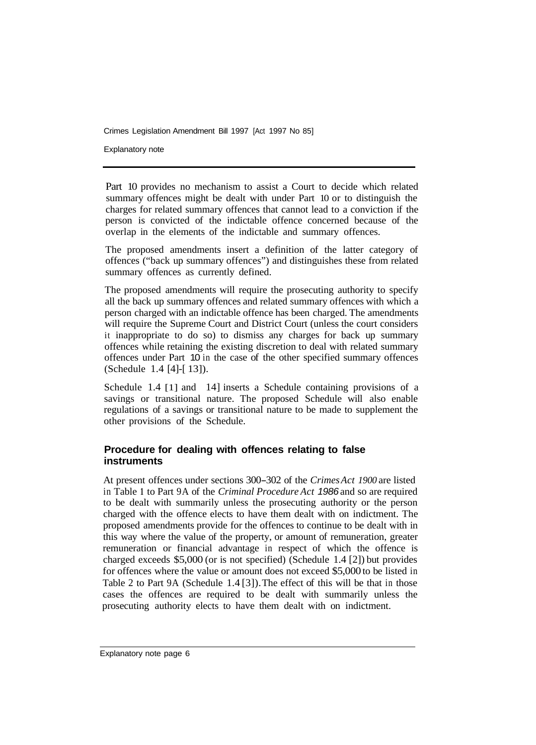Part 10 provides no mechanism to assist a Court to decide which related summary offences might be dealt with under Part 10 or to distinguish the charges for related summary offences that cannot lead to a conviction if the person is convicted of the indictable offence concerned because of the overlap in the elements of the indictable and summary offences.

The proposed amendments insert a definition of the latter category of offences ("back up summary offences") and distinguishes these from related summary offences as currently defined.

The proposed amendments will require the prosecuting authority to specify all the back up summary offences and related summary offences with which a person charged with an indictable offence has been charged. The amendments will require the Supreme Court and District Court (unless the court considers it inappropriate to do so) to dismiss any charges for back up summary offences while retaining the existing discretion to deal with related summary offences under Part 10 in the case of the other specified summary offences (Schedule 1.4 [4]-[13]).

Schedule 1.4 [1] and 14] inserts a Schedule containing provisions of a savings or transitional nature. The proposed Schedule will also enable regulations of a savings or transitional nature to be made to supplement the other provisions of the Schedule.

### Procedure for dealing with offences relating to false instruments

At present offences under sections 300–302 of the *Crimes Act 1900* are listed in Table 1 to Part 9A of the *Criminal Procedure Act 1986* and so are required to be dealt with summarily unless the prosecuting authority or the person charged with the offence elects to have them dealt with on indictment. The proposed amendments provide for the offences to continue to be dealt with in this way where the value of the property, or amount of remuneration, greater remuneration or financial advantage in respect of which the offence is charged exceeds $5,000 (or is not specified) (Schedule 1.4 [2]) but provides for offences where the value or amount does not exceed $5,000 to be listed in Table 2 to Part 9A (Schedule 1.4 [3]). The effect of this will be that in those cases the offences are required to be dealt with summarily unless the prosecuting authority elects to have them dealt with on indictment.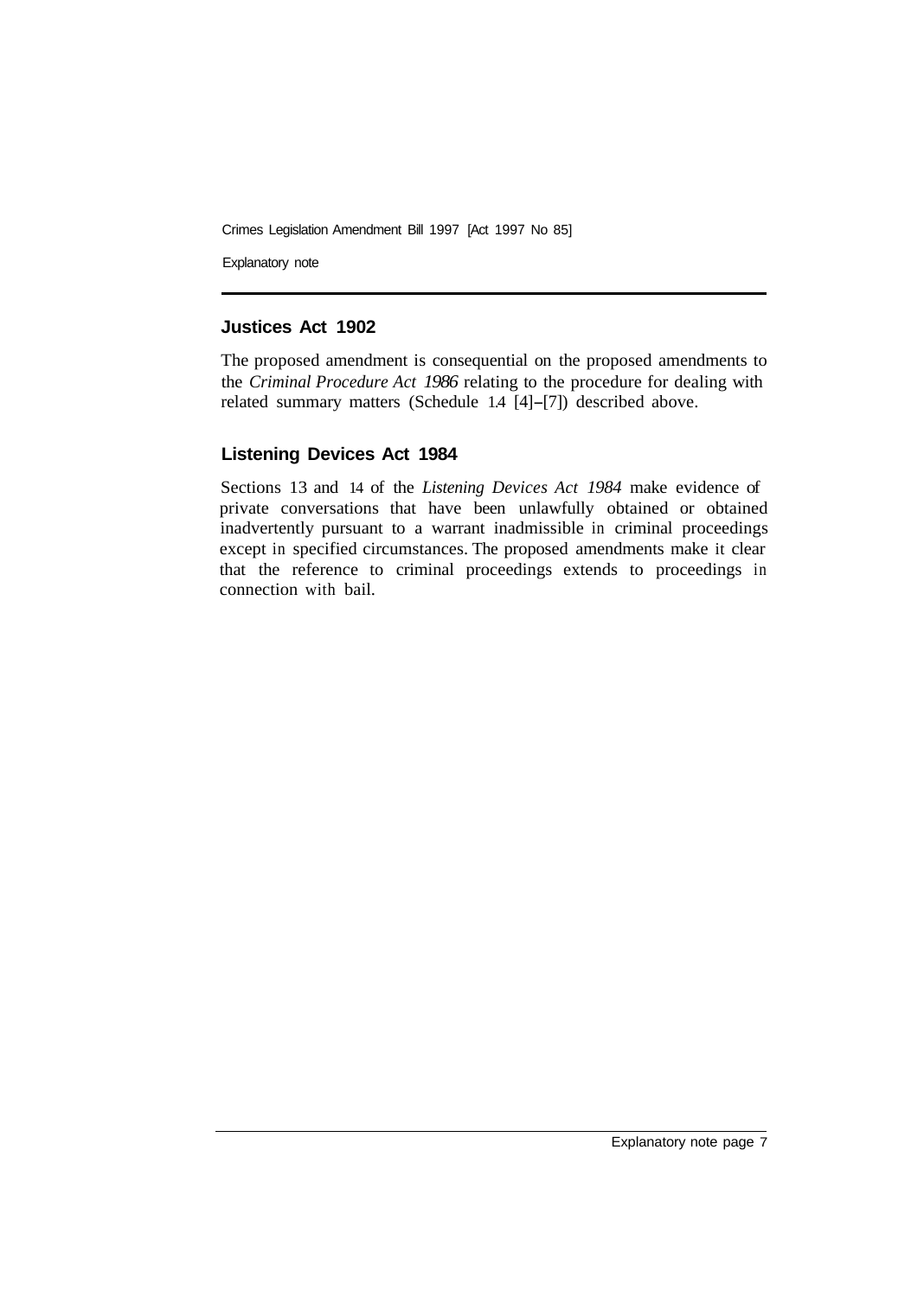## Justices Act 1902

The proposed amendment is consequential on the proposed amendments to the *Criminal Procedure Act 1986* relating to the procedure for dealing with related summary matters (Schedule 1.4 [4]–[7]) described above.

## Listening Devices Act 1984

Sections 13 and 14 of the *Listening Devices Act 1984* make evidence of private conversations that have been unlawfully obtained or obtained inadvertently pursuant to a warrant inadmissible in criminal proceedings except in specified circumstances. The proposed amendments make it clear that the reference to criminal proceedings extends to proceedings in connection with bail.